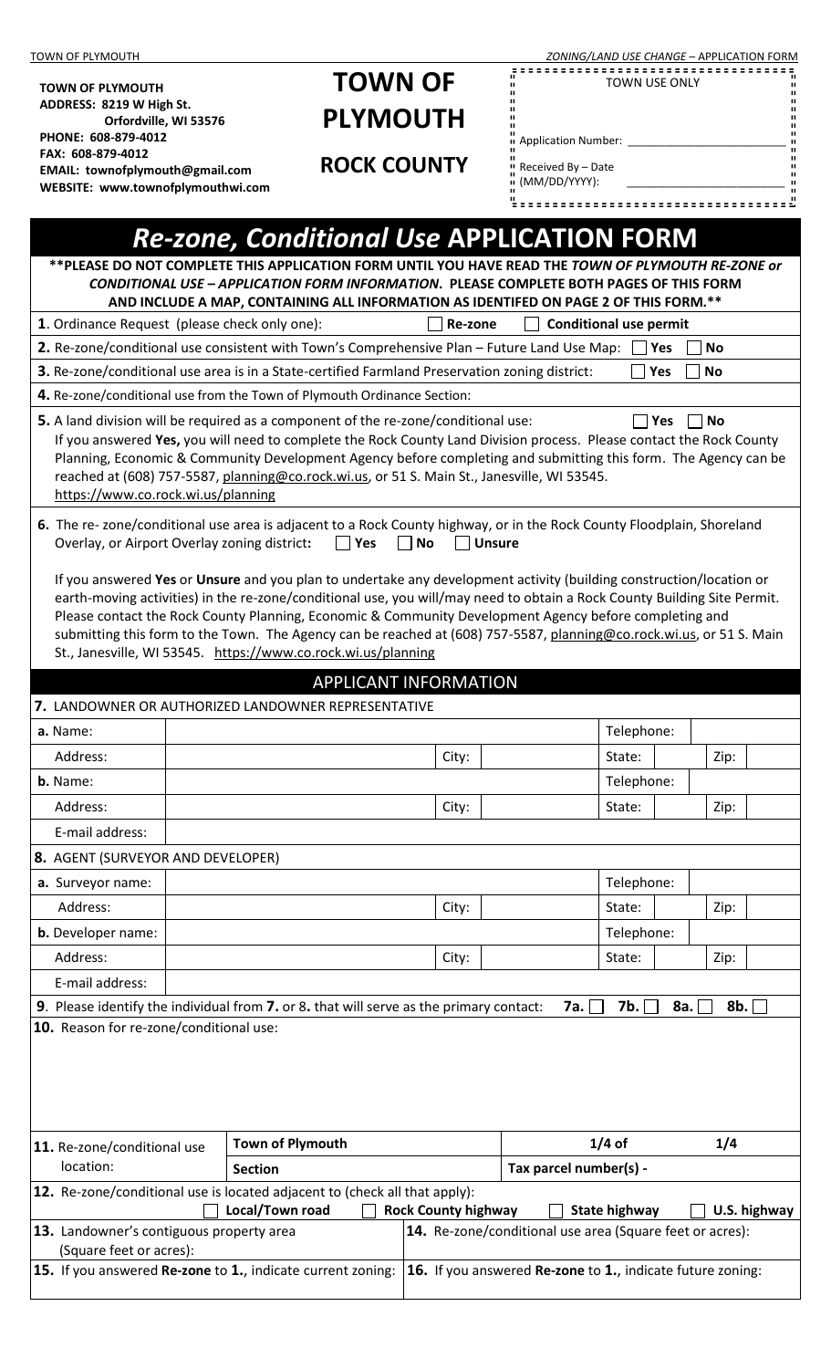TOWN OF PLYMOUTH ZONING/LAND USE CHANGE – APPLICATION FORM

**TOWN OF PLYMOUTH**
**ADDRESS: 8219 W High St.**
**Orfordville, WI 53576**
**PHONE: 608-879-4012**
**FAX: 608-879-4012**
**EMAIL: townofplymouth@gmail.com**
**WEBSITE: www.townofplymouthwi.com**

# TOWN OF PLYMOUTH

## ROCK COUNTY

| TOWN USE ONLY |
|---|
| Application Number: ________________ |
| Received By – Date (MM/DD/YYYY): ________________ |

# *Re-zone, Conditional Use* APPLICATION FORM

**\*\*PLEASE DO NOT COMPLETE THIS APPLICATION FORM UNTIL YOU HAVE READ THE *TOWN OF PLYMOUTH RE-ZONE or CONDITIONAL USE – APPLICATION FORM INFORMATION*. PLEASE COMPLETE BOTH PAGES OF THIS FORM AND INCLUDE A MAP, CONTAINING ALL INFORMATION AS IDENTIFED ON PAGE 2 OF THIS FORM.\*\***

**1**. Ordinance Request (please check only one): ☐ **Re-zone** ☐ **Conditional use permit**

**2.** Re-zone/conditional use consistent with Town's Comprehensive Plan – Future Land Use Map: ☐ **Yes** ☐ **No**

**3.** Re-zone/conditional use area is in a State-certified Farmland Preservation zoning district: ☐ **Yes** ☐ **No**

**4.** Re-zone/conditional use from the Town of Plymouth Ordinance Section:

**5.** A land division will be required as a component of the re-zone/conditional use: ☐ **Yes** ☐ **No**
If you answered **Yes,** you will need to complete the Rock County Land Division process. Please contact the Rock County Planning, Economic & Community Development Agency before completing and submitting this form. The Agency can be reached at (608) 757-5587, planning@co.rock.wi.us, or 51 S. Main St., Janesville, WI 53545. https://www.co.rock.wi.us/planning

**6.** The re- zone/conditional use area is adjacent to a Rock County highway, or in the Rock County Floodplain, Shoreland Overlay, or Airport Overlay zoning district**:** ☐ **Yes** ☐ **No** ☐ **Unsure**

If you answered **Yes** or **Unsure** and you plan to undertake any development activity (building construction/location or earth-moving activities) in the re-zone/conditional use, you will/may need to obtain a Rock County Building Site Permit. Please contact the Rock County Planning, Economic & Community Development Agency before completing and submitting this form to the Town. The Agency can be reached at (608) 757-5587, planning@co.rock.wi.us, or 51 S. Main St., Janesville, WI 53545. https://www.co.rock.wi.us/planning

## APPLICANT INFORMATION

**7.** LANDOWNER OR AUTHORIZED LANDOWNER REPRESENTATIVE

| | | | | | | | |
|---|---|---|---|---|---|---|---|
| **a.** Name: | | | | Telephone: | | | |
| Address: | | City: | | State: | | Zip: | |
| **b.** Name: | | | | Telephone: | | | |
| Address: | | City: | | State: | | Zip: | |
| E-mail address: | | | | | | | |

**8.** AGENT (SURVEYOR AND DEVELOPER)

| | | | | | | | |
|---|---|---|---|---|---|---|---|
| **a.** Surveyor name: | | | | Telephone: | | | |
| Address: | | City: | | State: | | Zip: | |
| **b.** Developer name: | | | | Telephone: | | | |
| Address: | | City: | | State: | | Zip: | |
| E-mail address: | | | | | | | |

**9**. Please identify the individual from **7.** or **8.** that will serve as the primary contact: **7a.** ☐ **7b.** ☐ **8a.** ☐ **8b.** ☐

**10.** Reason for re-zone/conditional use:

| | | | |
|---|---|---|---|
| **11.** Re-zone/conditional use location: | **Town of Plymouth** | **1/4 of** | **1/4** |
| | **Section** | **Tax parcel number(s) -** | |

**12.** Re-zone/conditional use is located adjacent to (check all that apply):
☐ **Local/Town road** ☐ **Rock County highway** ☐ **State highway** ☐ **U.S. highway**

| | |
|---|---|
| **13.** Landowner's contiguous property area (Square feet or acres): | **14.** Re-zone/conditional use area (Square feet or acres): |
| **15.** If you answered **Re-zone** to **1.**, indicate current zoning: | **16.** If you answered **Re-zone** to **1.**, indicate future zoning: |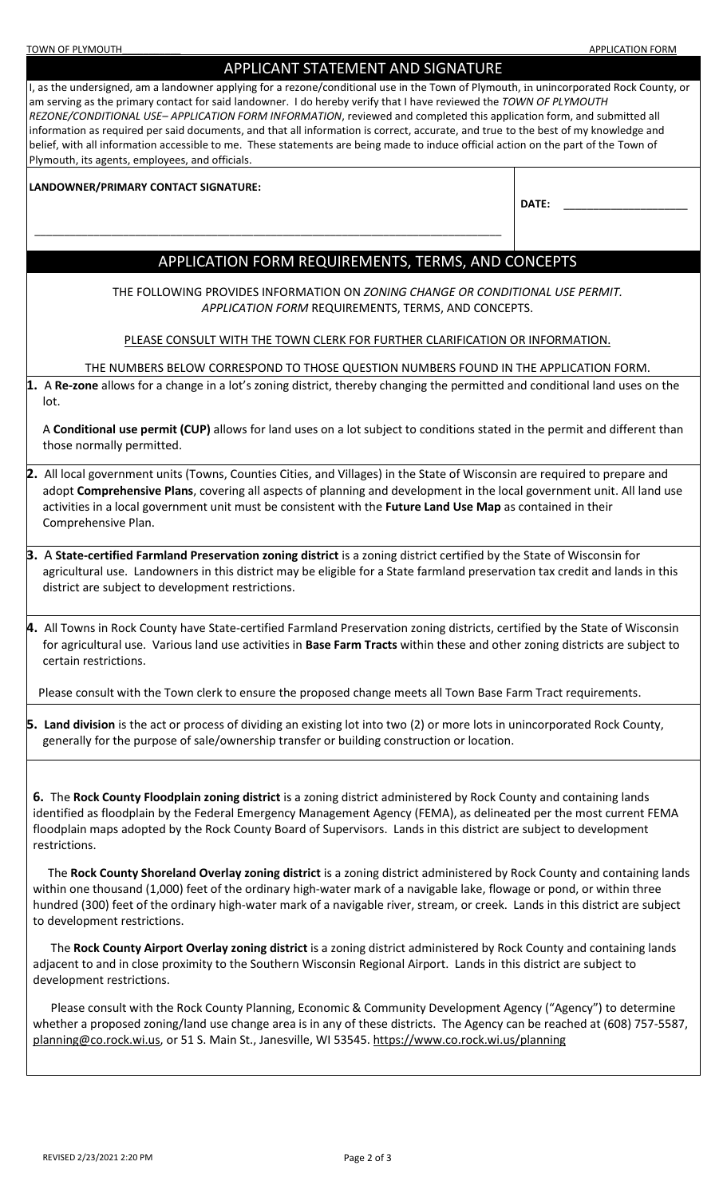## APPLICANT STATEMENT AND SIGNATURE

I, as the undersigned, am a landowner applying for a rezone/conditional use in the Town of Plymouth, in unincorporated Rock County, or am serving as the primary contact for said landowner. I do hereby verify that I have reviewed the *TOWN OF PLYMOUTH REZONE/CONDITIONAL USE– APPLICATION FORM INFORMATION*, reviewed and completed this application form, and submitted all information as required per said documents, and that all information is correct, accurate, and true to the best of my knowledge and belief, with all information accessible to me. These statements are being made to induce official action on the part of the Town of Plymouth, its agents, employees, and officials.

**LANDOWNER/PRIMARY CONTACT SIGNATURE:**

\_\_\_\_\_\_\_\_\_\_\_\_\_\_\_\_\_\_\_\_\_\_\_\_\_\_\_\_\_\_\_\_\_\_\_\_\_\_\_\_\_\_\_\_\_\_\_\_\_\_\_\_\_\_\_\_\_\_\_\_\_\_\_\_\_\_\_\_\_\_\_\_

**DATE:** \_\_\_\_\_\_\_\_\_\_\_\_\_\_\_\_\_\_\_\_

## APPLICATION FORM REQUIREMENTS, TERMS, AND CONCEPTS

THE FOLLOWING PROVIDES INFORMATION ON *ZONING CHANGE OR CONDITIONAL USE PERMIT. APPLICATION FORM* REQUIREMENTS, TERMS, AND CONCEPTS.

PLEASE CONSULT WITH THE TOWN CLERK FOR FURTHER CLARIFICATION OR INFORMATION.

THE NUMBERS BELOW CORRESPOND TO THOSE QUESTION NUMBERS FOUND IN THE APPLICATION FORM.

**1.** A **Re-zone** allows for a change in a lot's zoning district, thereby changing the permitted and conditional land uses on the lot.

A **Conditional use permit (CUP)** allows for land uses on a lot subject to conditions stated in the permit and different than those normally permitted.

**2.** All local government units (Towns, Counties Cities, and Villages) in the State of Wisconsin are required to prepare and adopt **Comprehensive Plans**, covering all aspects of planning and development in the local government unit. All land use activities in a local government unit must be consistent with the **Future Land Use Map** as contained in their Comprehensive Plan.

**3.** A **State-certified Farmland Preservation zoning district** is a zoning district certified by the State of Wisconsin for agricultural use. Landowners in this district may be eligible for a State farmland preservation tax credit and lands in this district are subject to development restrictions.

**4.** All Towns in Rock County have State-certified Farmland Preservation zoning districts, certified by the State of Wisconsin for agricultural use. Various land use activities in **Base Farm Tracts** within these and other zoning districts are subject to certain restrictions.

Please consult with the Town clerk to ensure the proposed change meets all Town Base Farm Tract requirements.

**5. Land division** is the act or process of dividing an existing lot into two (2) or more lots in unincorporated Rock County, generally for the purpose of sale/ownership transfer or building construction or location.

**6.** The **Rock County Floodplain zoning district** is a zoning district administered by Rock County and containing lands identified as floodplain by the Federal Emergency Management Agency (FEMA), as delineated per the most current FEMA floodplain maps adopted by the Rock County Board of Supervisors. Lands in this district are subject to development restrictions.

The **Rock County Shoreland Overlay zoning district** is a zoning district administered by Rock County and containing lands within one thousand (1,000) feet of the ordinary high-water mark of a navigable lake, flowage or pond, or within three hundred (300) feet of the ordinary high-water mark of a navigable river, stream, or creek. Lands in this district are subject to development restrictions.

The **Rock County Airport Overlay zoning district** is a zoning district administered by Rock County and containing lands adjacent to and in close proximity to the Southern Wisconsin Regional Airport. Lands in this district are subject to development restrictions.

Please consult with the Rock County Planning, Economic & Community Development Agency ("Agency") to determine whether a proposed zoning/land use change area is in any of these districts. The Agency can be reached at (608) 757-5587, planning@co.rock.wi.us, or 51 S. Main St., Janesville, WI 53545. https://www.co.rock.wi.us/planning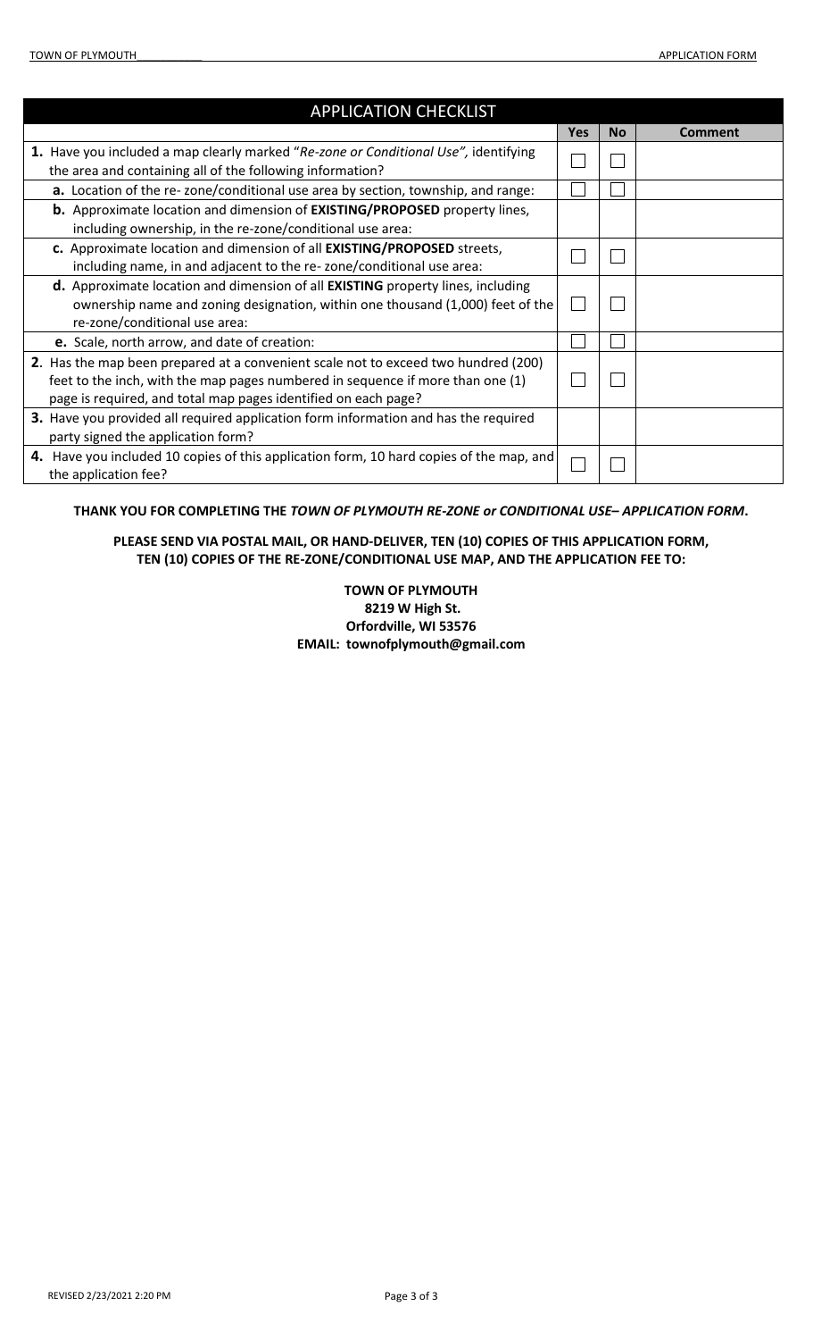| APPLICATION CHECKLIST | | | |
|---|---|---|---|
| | **Yes** | **No** | **Comment** |
| **1.** Have you included a map clearly marked "*Re-zone or Conditional Use",* identifying the area and containing all of the following information? | ☐ | ☐ | |
| **a.** Location of the re- zone/conditional use area by section, township, and range: | ☐ | ☐ | |
| **b.** Approximate location and dimension of **EXISTING/PROPOSED** property lines, including ownership, in the re-zone/conditional use area: | | | |
| **c.** Approximate location and dimension of all **EXISTING/PROPOSED** streets, including name, in and adjacent to the re- zone/conditional use area: | ☐ | ☐ | |
| **d.** Approximate location and dimension of all **EXISTING** property lines, including ownership name and zoning designation, within one thousand (1,000) feet of the re-zone/conditional use area: | ☐ | ☐ | |
| **e.** Scale, north arrow, and date of creation: | ☐ | ☐ | |
| **2**. Has the map been prepared at a convenient scale not to exceed two hundred (200) feet to the inch, with the map pages numbered in sequence if more than one (1) page is required, and total map pages identified on each page? | ☐ | ☐ | |
| **3.** Have you provided all required application form information and has the required party signed the application form? | | | |
| **4.** Have you included 10 copies of this application form, 10 hard copies of the map, and the application fee? | ☐ | ☐ | |

**THANK YOU FOR COMPLETING THE *TOWN OF PLYMOUTH RE-ZONE or CONDITIONAL USE– APPLICATION FORM*.**

**PLEASE SEND VIA POSTAL MAIL, OR HAND-DELIVER, TEN (10) COPIES OF THIS APPLICATION FORM, TEN (10) COPIES OF THE RE-ZONE/CONDITIONAL USE MAP, AND THE APPLICATION FEE TO:**

**TOWN OF PLYMOUTH**
**8219 W High St.**
**Orfordville, WI 53576**
**EMAIL: townofplymouth@gmail.com**

REVISED 2/23/2021 2:20 PM